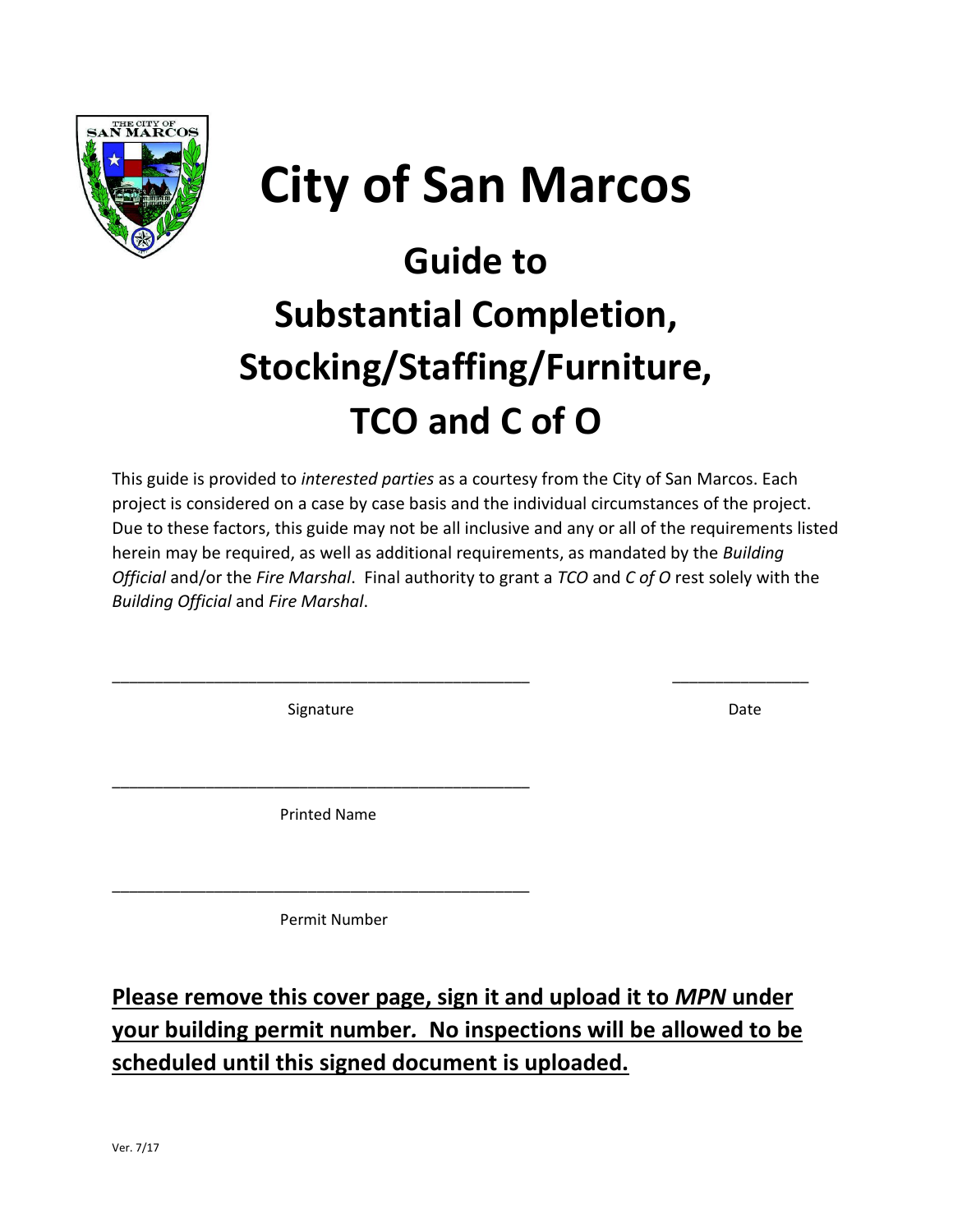# City of San Marcos

## Guide to Substantial Completion, Stocking/Staffing/Furniture, TCO and C of O

This guide is provided to *interested parties* as a courtesy from the City of San Marcos. Each project is considered on a case by case basis and the individual circumstances of the project. Due to these factors, this guide may not be all inclusive and any or all of the requirements listed herein may be required, as well as additional requirements, as mandated by the *Building Official* and/or the *Fire Marshal*. Final authority to grant a *TCO* and *C of O* rest solely with the *Building Official* and *Fire Marshal*.

______________________________________________ _______________

Signature Date

______________________________________________

Printed Name

______________________________________________

Permit Number

**Please remove this cover page, sign it and upload it to *MPN* under your building permit number. No inspections will be allowed to be scheduled until this signed document is uploaded.**

Ver. 7/17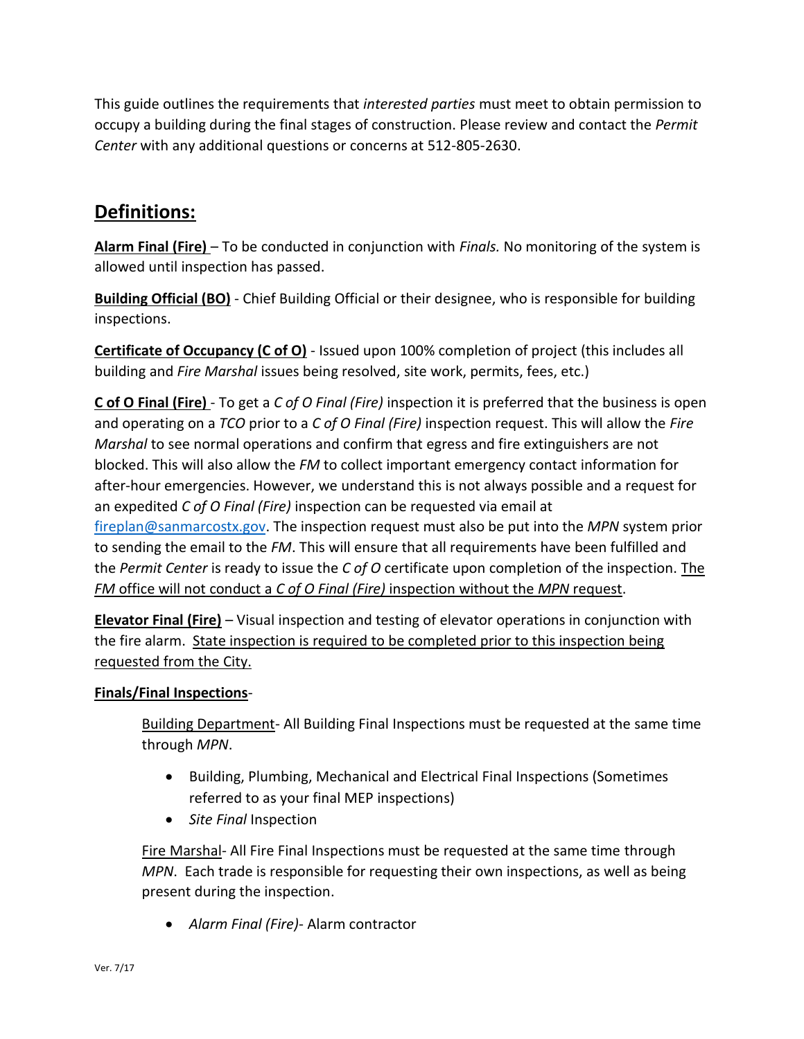This guide outlines the requirements that *interested parties* must meet to obtain permission to occupy a building during the final stages of construction. Please review and contact the *Permit Center* with any additional questions or concerns at 512-805-2630.

## Definitions:

**Alarm Final (Fire)** – To be conducted in conjunction with *Finals.* No monitoring of the system is allowed until inspection has passed.

**Building Official (BO)** - Chief Building Official or their designee, who is responsible for building inspections.

**Certificate of Occupancy (C of O)** - Issued upon 100% completion of project (this includes all building and *Fire Marshal* issues being resolved, site work, permits, fees, etc.)

**C of O Final (Fire)** - To get a *C of O Final (Fire)* inspection it is preferred that the business is open and operating on a *TCO* prior to a *C of O Final (Fire)* inspection request. This will allow the *Fire Marshal* to see normal operations and confirm that egress and fire extinguishers are not blocked. This will also allow the *FM* to collect important emergency contact information for after-hour emergencies. However, we understand this is not always possible and a request for an expedited *C of O Final (Fire)* inspection can be requested via email at fireplan@sanmarcostx.gov. The inspection request must also be put into the *MPN* system prior to sending the email to the *FM*. This will ensure that all requirements have been fulfilled and the *Permit Center* is ready to issue the *C of O* certificate upon completion of the inspection. The *FM* office will not conduct a *C of O Final (Fire)* inspection without the *MPN* request.

**Elevator Final (Fire)** – Visual inspection and testing of elevator operations in conjunction with the fire alarm. State inspection is required to be completed prior to this inspection being requested from the City.

**Finals/Final Inspections**-

Building Department- All Building Final Inspections must be requested at the same time through *MPN*.

- Building, Plumbing, Mechanical and Electrical Final Inspections (Sometimes referred to as your final MEP inspections)
- *Site Final* Inspection

Fire Marshal- All Fire Final Inspections must be requested at the same time through *MPN*. Each trade is responsible for requesting their own inspections, as well as being present during the inspection.

- *Alarm Final (Fire)*- Alarm contractor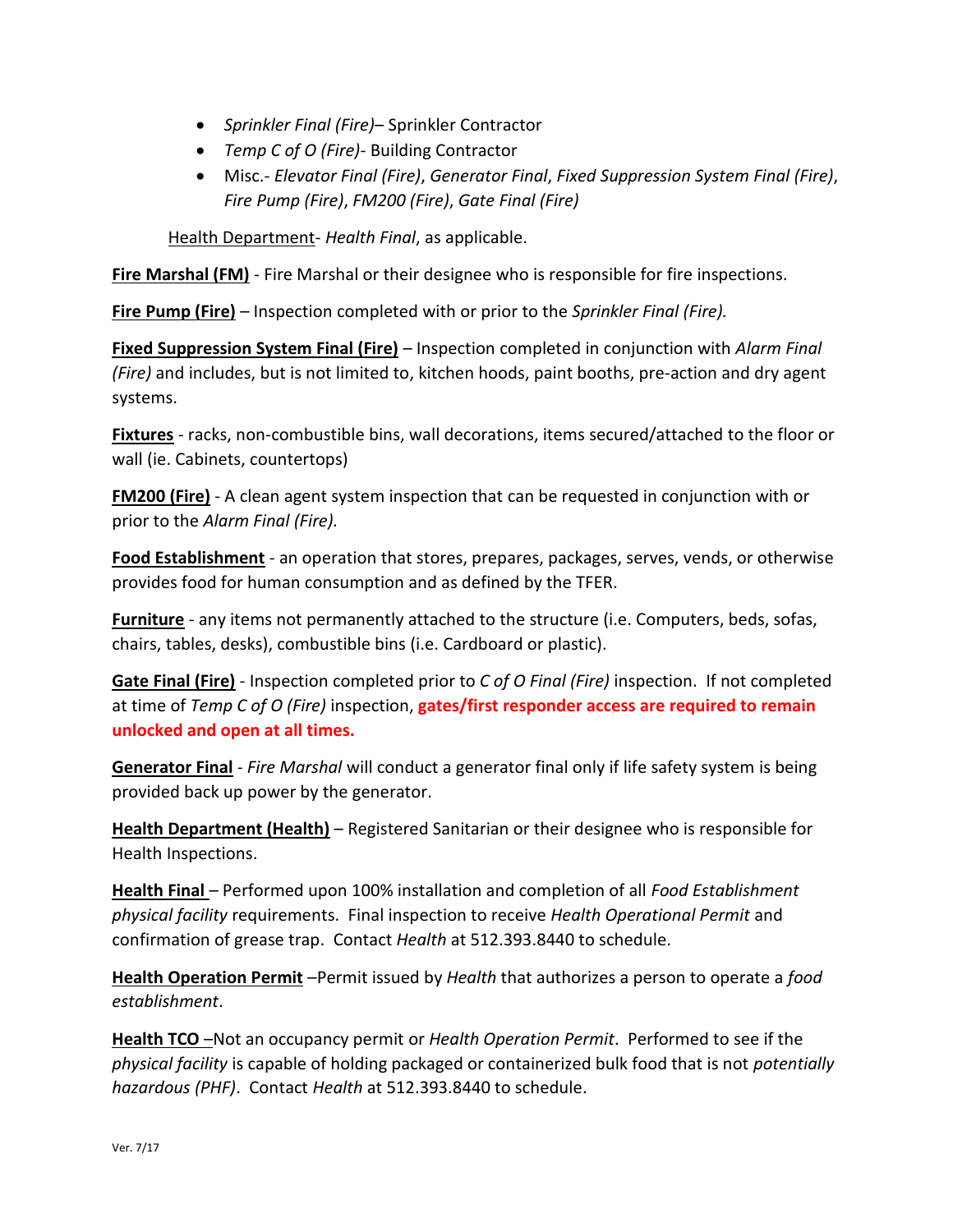- *Sprinkler Final (Fire)*– Sprinkler Contractor
- *Temp C of O (Fire)*- Building Contractor
- Misc.- *Elevator Final (Fire)*, *Generator Final*, *Fixed Suppression System Final (Fire)*, *Fire Pump (Fire)*, *FM200 (Fire)*, *Gate Final (Fire)*

Health Department- *Health Final*, as applicable.

**Fire Marshal (FM)** - Fire Marshal or their designee who is responsible for fire inspections.

**Fire Pump (Fire)** – Inspection completed with or prior to the *Sprinkler Final (Fire).*

**Fixed Suppression System Final (Fire)** – Inspection completed in conjunction with *Alarm Final (Fire)* and includes, but is not limited to, kitchen hoods, paint booths, pre-action and dry agent systems.

**Fixtures** - racks, non-combustible bins, wall decorations, items secured/attached to the floor or wall (ie. Cabinets, countertops)

**FM200 (Fire)** - A clean agent system inspection that can be requested in conjunction with or prior to the *Alarm Final (Fire).*

**Food Establishment** - an operation that stores, prepares, packages, serves, vends, or otherwise provides food for human consumption and as defined by the TFER.

**Furniture** - any items not permanently attached to the structure (i.e. Computers, beds, sofas, chairs, tables, desks), combustible bins (i.e. Cardboard or plastic).

**Gate Final (Fire)** - Inspection completed prior to *C of O Final (Fire)* inspection. If not completed at time of *Temp C of O (Fire)* inspection, **gates/first responder access are required to remain unlocked and open at all times.**

**Generator Final** - *Fire Marshal* will conduct a generator final only if life safety system is being provided back up power by the generator.

**Health Department (Health)** – Registered Sanitarian or their designee who is responsible for Health Inspections.

**Health Final** – Performed upon 100% installation and completion of all *Food Establishment physical facility* requirements. Final inspection to receive *Health Operational Permit* and confirmation of grease trap. Contact *Health* at 512.393.8440 to schedule.

**Health Operation Permit** –Permit issued by *Health* that authorizes a person to operate a *food establishment*.

**Health TCO** –Not an occupancy permit or *Health Operation Permit*. Performed to see if the *physical facility* is capable of holding packaged or containerized bulk food that is not *potentially hazardous (PHF)*. Contact *Health* at 512.393.8440 to schedule.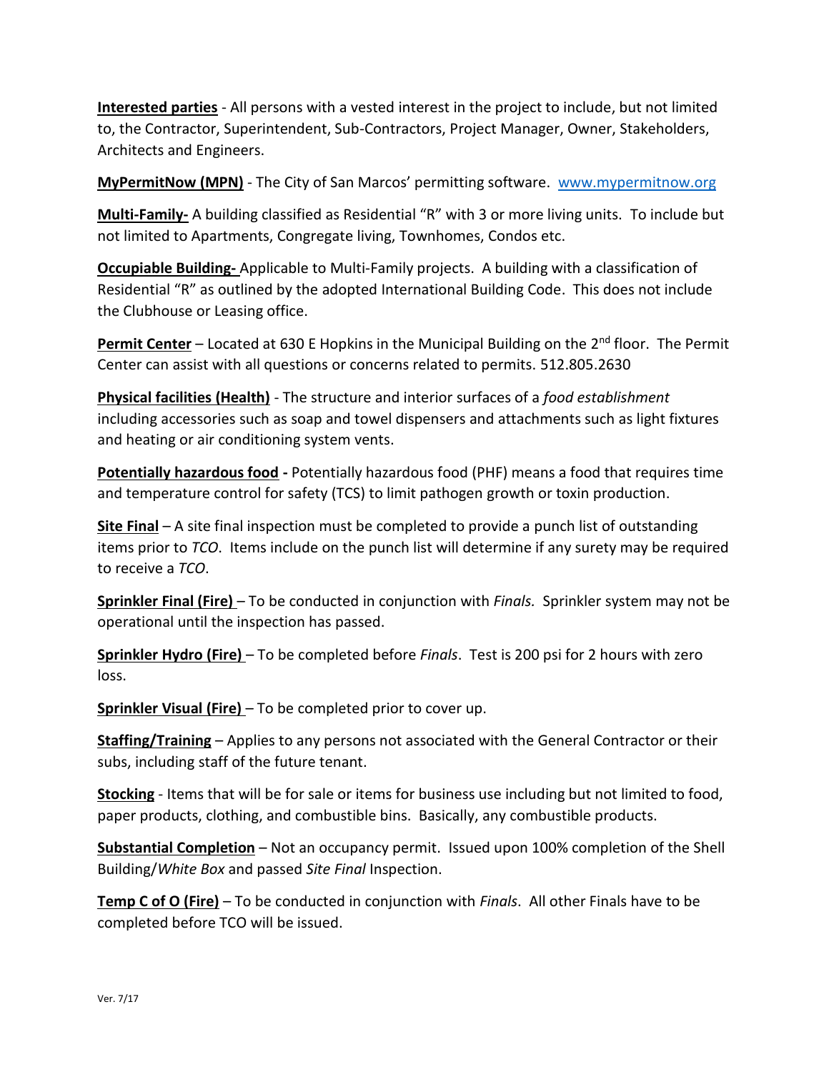**Interested parties** - All persons with a vested interest in the project to include, but not limited to, the Contractor, Superintendent, Sub-Contractors, Project Manager, Owner, Stakeholders, Architects and Engineers.

**MyPermitNow (MPN)** - The City of San Marcos' permitting software. www.mypermitnow.org

**Multi-Family-** A building classified as Residential "R" with 3 or more living units. To include but not limited to Apartments, Congregate living, Townhomes, Condos etc.

**Occupiable Building-** Applicable to Multi-Family projects. A building with a classification of Residential "R" as outlined by the adopted International Building Code. This does not include the Clubhouse or Leasing office.

**Permit Center** – Located at 630 E Hopkins in the Municipal Building on the 2nd floor. The Permit Center can assist with all questions or concerns related to permits. 512.805.2630

**Physical facilities (Health)** - The structure and interior surfaces of a *food establishment* including accessories such as soap and towel dispensers and attachments such as light fixtures and heating or air conditioning system vents.

**Potentially hazardous food -** Potentially hazardous food (PHF) means a food that requires time and temperature control for safety (TCS) to limit pathogen growth or toxin production.

**Site Final** – A site final inspection must be completed to provide a punch list of outstanding items prior to *TCO*. Items include on the punch list will determine if any surety may be required to receive a *TCO*.

**Sprinkler Final (Fire)** – To be conducted in conjunction with *Finals.* Sprinkler system may not be operational until the inspection has passed.

**Sprinkler Hydro (Fire)** – To be completed before *Finals*. Test is 200 psi for 2 hours with zero loss.

**Sprinkler Visual (Fire)** – To be completed prior to cover up.

**Staffing/Training** – Applies to any persons not associated with the General Contractor or their subs, including staff of the future tenant.

**Stocking** - Items that will be for sale or items for business use including but not limited to food, paper products, clothing, and combustible bins. Basically, any combustible products.

**Substantial Completion** – Not an occupancy permit. Issued upon 100% completion of the Shell Building/*White Box* and passed *Site Final* Inspection.

**Temp C of O (Fire)** – To be conducted in conjunction with *Finals*. All other Finals have to be completed before TCO will be issued.

Ver. 7/17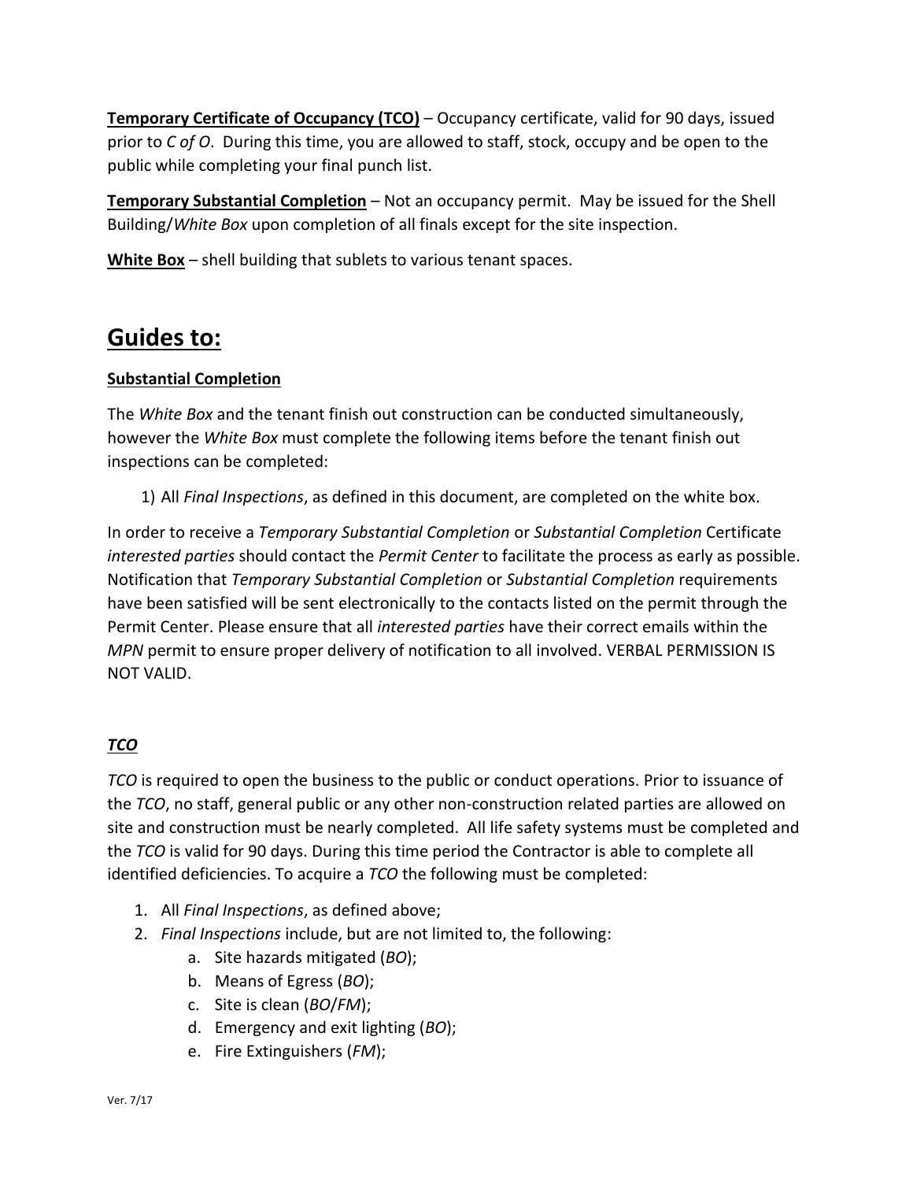**Temporary Certificate of Occupancy (TCO)** – Occupancy certificate, valid for 90 days, issued prior to *C of O*. During this time, you are allowed to staff, stock, occupy and be open to the public while completing your final punch list.

**Temporary Substantial Completion** – Not an occupancy permit. May be issued for the Shell Building/*White Box* upon completion of all finals except for the site inspection.

**White Box** – shell building that sublets to various tenant spaces.

# Guides to:

**Substantial Completion**

The *White Box* and the tenant finish out construction can be conducted simultaneously, however the *White Box* must complete the following items before the tenant finish out inspections can be completed:

1) All *Final Inspections*, as defined in this document, are completed on the white box.

In order to receive a *Temporary Substantial Completion* or *Substantial Completion* Certificate *interested parties* should contact the *Permit Center* to facilitate the process as early as possible. Notification that *Temporary Substantial Completion* or *Substantial Completion* requirements have been satisfied will be sent electronically to the contacts listed on the permit through the Permit Center. Please ensure that all *interested parties* have their correct emails within the *MPN* permit to ensure proper delivery of notification to all involved. VERBAL PERMISSION IS NOT VALID.

***TCO***

*TCO* is required to open the business to the public or conduct operations. Prior to issuance of the *TCO*, no staff, general public or any other non-construction related parties are allowed on site and construction must be nearly completed. All life safety systems must be completed and the *TCO* is valid for 90 days. During this time period the Contractor is able to complete all identified deficiencies. To acquire a *TCO* the following must be completed:

1. All *Final Inspections*, as defined above;
2. *Final Inspections* include, but are not limited to, the following:
    a. Site hazards mitigated (*BO*);
    b. Means of Egress (*BO*);
    c. Site is clean (*BO*/*FM*);
    d. Emergency and exit lighting (*BO*);
    e. Fire Extinguishers (*FM*);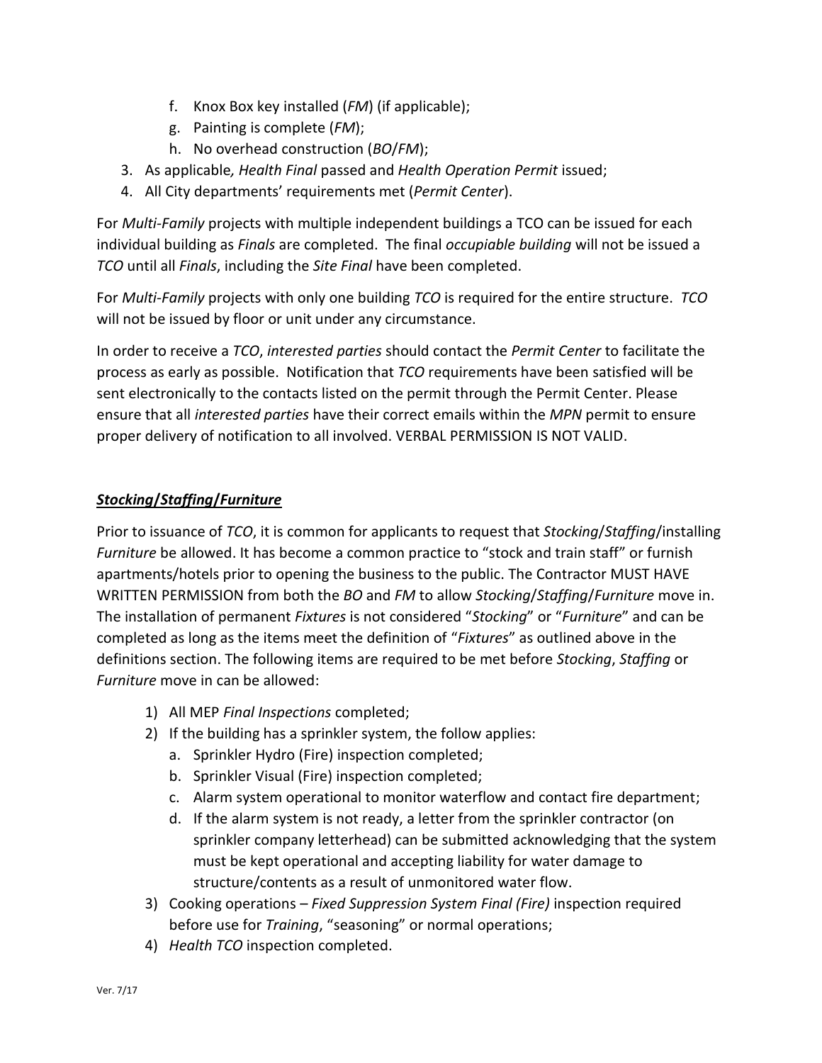f. Knox Box key installed (*FM*) (if applicable);
   g. Painting is complete (*FM*);
   h. No overhead construction (*BO*/*FM*);
3. As applicable*, Health Final* passed and *Health Operation Permit* issued;
4. All City departments' requirements met (*Permit Center*).

For *Multi-Family* projects with multiple independent buildings a TCO can be issued for each individual building as *Finals* are completed. The final *occupiable building* will not be issued a *TCO* until all *Finals*, including the *Site Final* have been completed.

For *Multi-Family* projects with only one building *TCO* is required for the entire structure. *TCO* will not be issued by floor or unit under any circumstance.

In order to receive a *TCO*, *interested parties* should contact the *Permit Center* to facilitate the process as early as possible. Notification that *TCO* requirements have been satisfied will be sent electronically to the contacts listed on the permit through the Permit Center. Please ensure that all *interested parties* have their correct emails within the *MPN* permit to ensure proper delivery of notification to all involved. VERBAL PERMISSION IS NOT VALID.

## ***Stocking/Staffing/Furniture***

Prior to issuance of *TCO*, it is common for applicants to request that *Stocking*/*Staffing*/installing *Furniture* be allowed. It has become a common practice to "stock and train staff" or furnish apartments/hotels prior to opening the business to the public. The Contractor MUST HAVE WRITTEN PERMISSION from both the *BO* and *FM* to allow *Stocking*/*Staffing*/*Furniture* move in. The installation of permanent *Fixtures* is not considered "*Stocking*" or "*Furniture*" and can be completed as long as the items meet the definition of "*Fixtures*" as outlined above in the definitions section. The following items are required to be met before *Stocking*, *Staffing* or *Furniture* move in can be allowed:

1) All MEP *Final Inspections* completed;
2) If the building has a sprinkler system, the follow applies:
   a. Sprinkler Hydro (Fire) inspection completed;
   b. Sprinkler Visual (Fire) inspection completed;
   c. Alarm system operational to monitor waterflow and contact fire department;
   d. If the alarm system is not ready, a letter from the sprinkler contractor (on sprinkler company letterhead) can be submitted acknowledging that the system must be kept operational and accepting liability for water damage to structure/contents as a result of unmonitored water flow.
3) Cooking operations – *Fixed Suppression System Final (Fire)* inspection required before use for *Training*, "seasoning" or normal operations;
4) *Health TCO* inspection completed.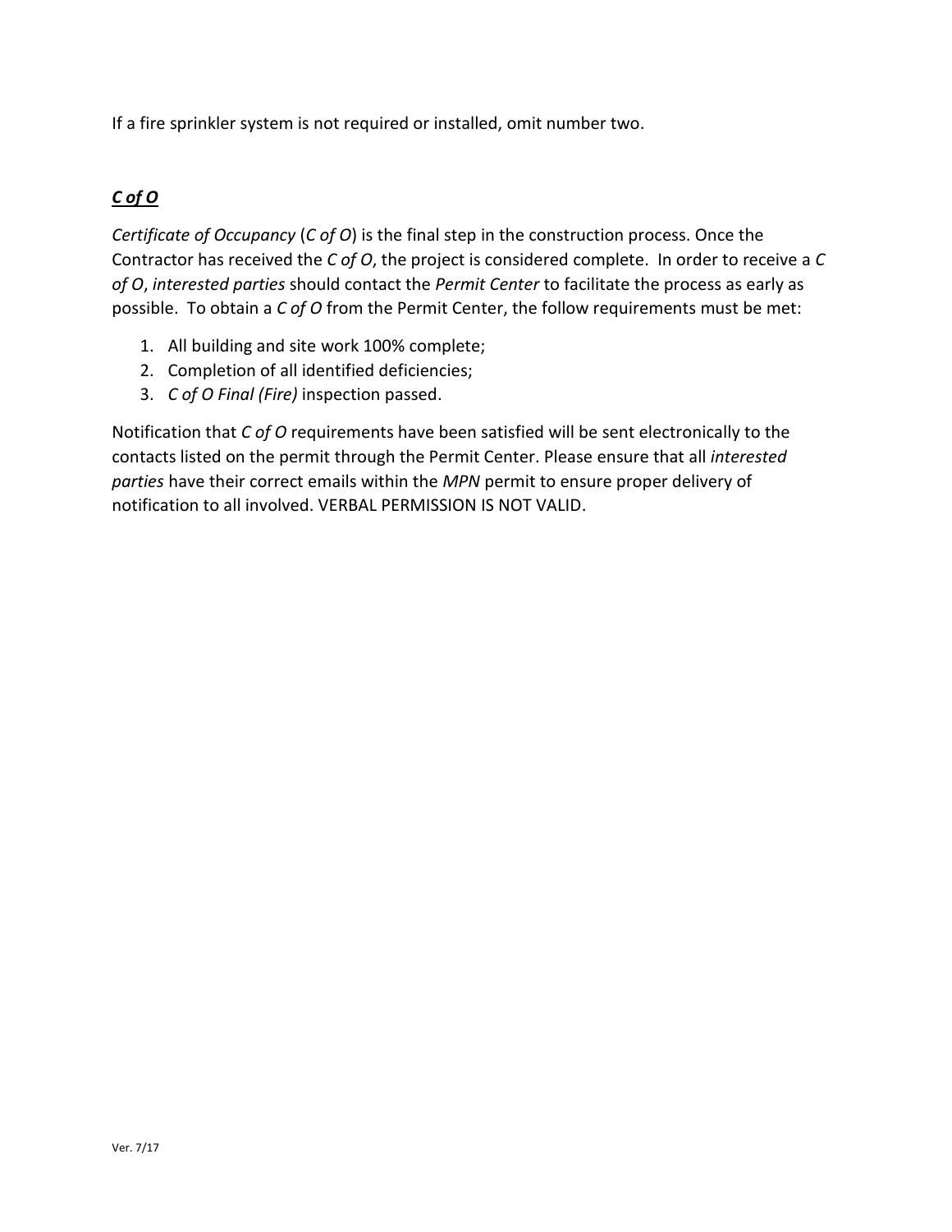If a fire sprinkler system is not required or installed, omit number two.

## ***C of O***

*Certificate of Occupancy* (*C of O*) is the final step in the construction process. Once the Contractor has received the *C of O*, the project is considered complete. In order to receive a *C of O*, *interested parties* should contact the *Permit Center* to facilitate the process as early as possible. To obtain a *C of O* from the Permit Center, the follow requirements must be met:

1. All building and site work 100% complete;
2. Completion of all identified deficiencies;
3. *C of O Final (Fire)* inspection passed.

Notification that *C of O* requirements have been satisfied will be sent electronically to the contacts listed on the permit through the Permit Center. Please ensure that all *interested parties* have their correct emails within the *MPN* permit to ensure proper delivery of notification to all involved. VERBAL PERMISSION IS NOT VALID.